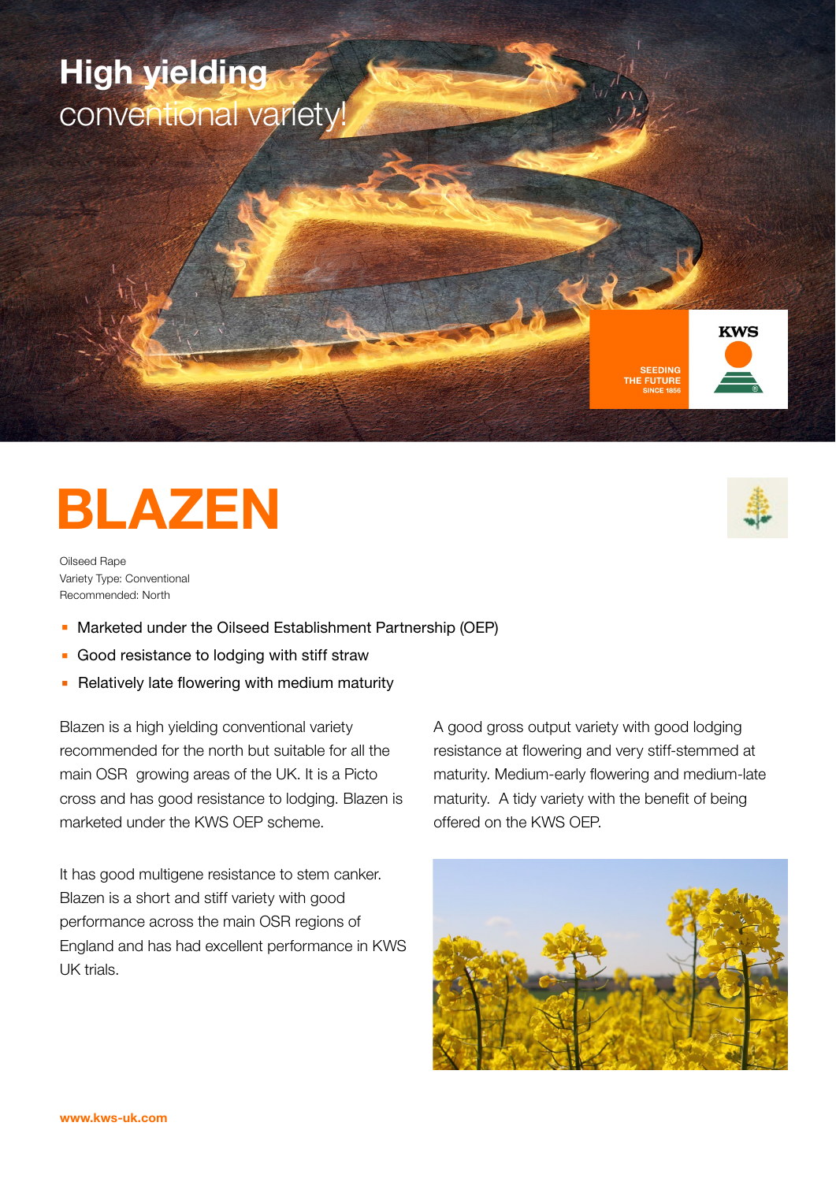**High yielding**
conventional variety!

SEEDING THE FUTURE SINCE 1856

KWS

# BLAZEN

Oilseed Rape
Variety Type: Conventional
Recommended: North

- Marketed under the Oilseed Establishment Partnership (OEP)
- Good resistance to lodging with stiff straw
- Relatively late flowering with medium maturity

Blazen is a high yielding conventional variety recommended for the north but suitable for all the main OSR growing areas of the UK. It is a Picto cross and has good resistance to lodging. Blazen is marketed under the KWS OEP scheme.

It has good multigene resistance to stem canker. Blazen is a short and stiff variety with good performance across the main OSR regions of England and has had excellent performance in KWS UK trials.

A good gross output variety with good lodging resistance at flowering and very stiff-stemmed at maturity. Medium-early flowering and medium-late maturity. A tidy variety with the benefit of being offered on the KWS OEP.

www.kws-uk.com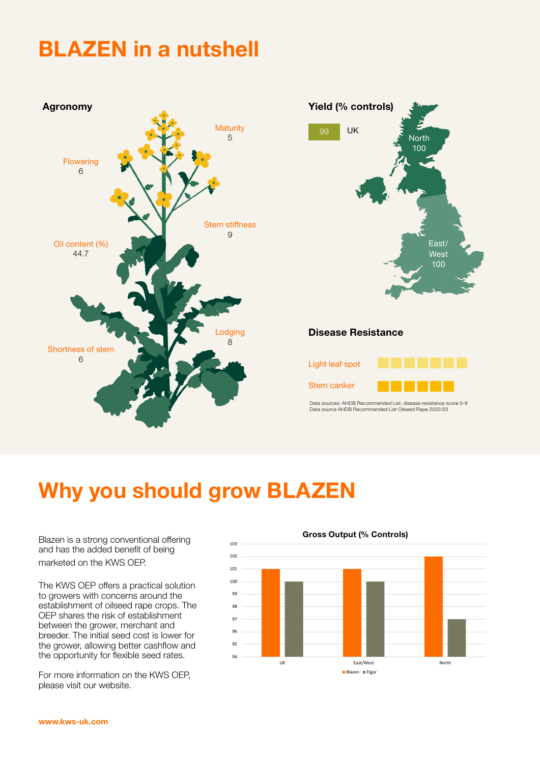# BLAZEN in a nutshell

## Agronomy

Flowering
6

Maturity
5

Stem stiffness
9

Oil content (%)
44.7

Lodging
8

Shortness of stem
6

## Yield (% controls)

99 UK

North
100

East/
West
100

## Disease Resistance

Light leaf spot

Stem canker

Data sources: AHDB Recommended List, disease resistance score 0-9
Data source AHDB Recommended List Oilseed Rape 2022/23

# Why you should grow BLAZEN

Blazen is a strong conventional offering and has the added benefit of being marketed on the KWS OEP.

The KWS OEP offers a practical solution to growers with concerns around the establishment of oilseed rape crops. The OEP shares the risk of establishment between the grower, merchant and breeder. The initial seed cost is lower for the grower, allowing better cashflow and the opportunity for flexible seed rates.

For more information on the KWS OEP, please visit our website.

Gross Output (% Controls)

103
102
101
100
99
98
97
96
95
94

UK
East/West
North

Blazen
Elgar

www.kws-uk.com